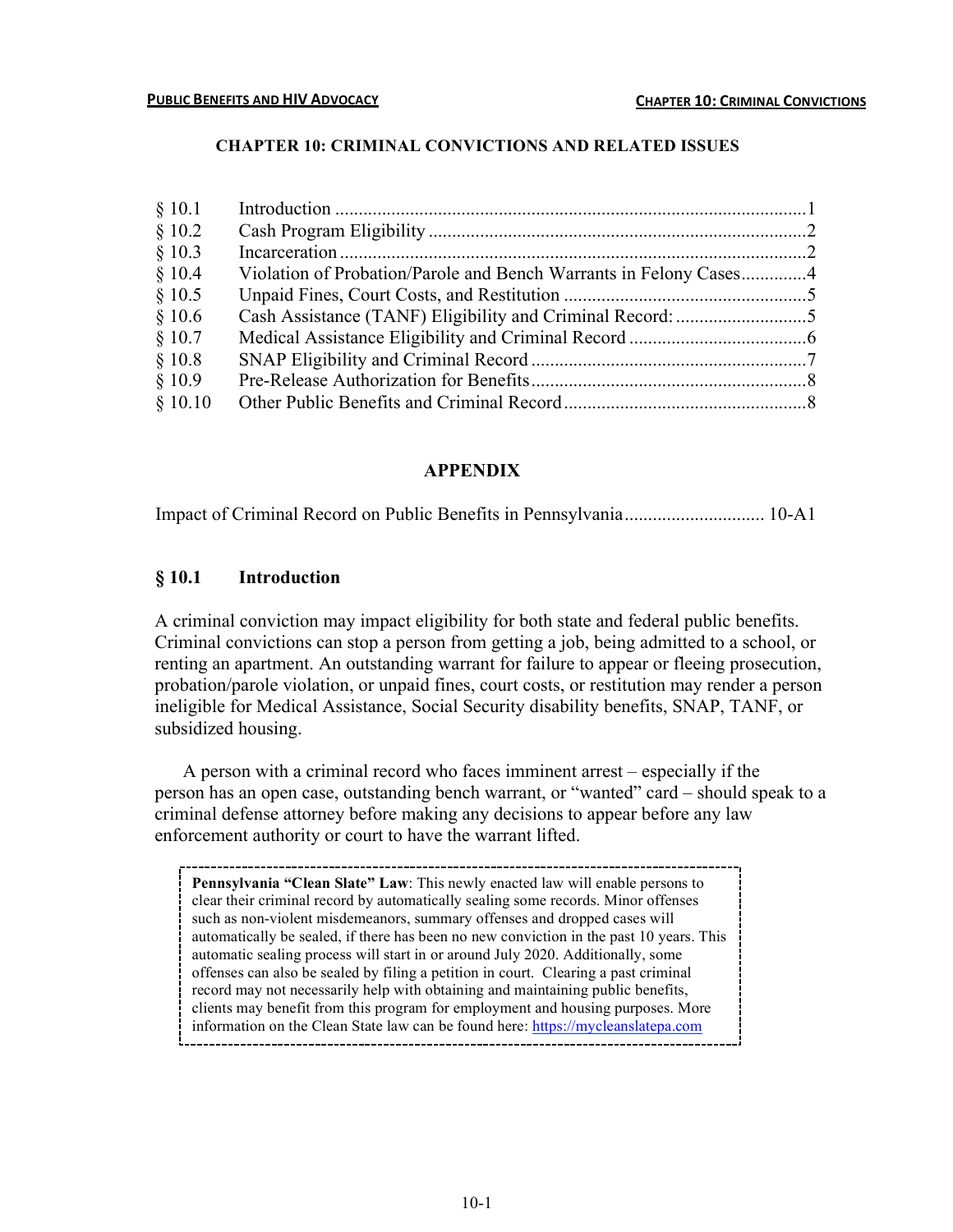# CHAPTER 10: CRIMINAL CONVICTIONS AND RELATED ISSUES

| | | |
|---|---|---|
| § 10.1 | Introduction | 1 |
| § 10.2 | Cash Program Eligibility | 2 |
| § 10.3 | Incarceration | 2 |
| § 10.4 | Violation of Probation/Parole and Bench Warrants in Felony Cases | 4 |
| § 10.5 | Unpaid Fines, Court Costs, and Restitution | 5 |
| § 10.6 | Cash Assistance (TANF) Eligibility and Criminal Record: | 5 |
| § 10.7 | Medical Assistance Eligibility and Criminal Record | 6 |
| § 10.8 | SNAP Eligibility and Criminal Record | 7 |
| § 10.9 | Pre-Release Authorization for Benefits | 8 |
| § 10.10 | Other Public Benefits and Criminal Record | 8 |

## APPENDIX

Impact of Criminal Record on Public Benefits in Pennsylvania .............................. 10-A1

## § 10.1 Introduction

A criminal conviction may impact eligibility for both state and federal public benefits. Criminal convictions can stop a person from getting a job, being admitted to a school, or renting an apartment. An outstanding warrant for failure to appear or fleeing prosecution, probation/parole violation, or unpaid fines, court costs, or restitution may render a person ineligible for Medical Assistance, Social Security disability benefits, SNAP, TANF, or subsidized housing.

A person with a criminal record who faces imminent arrest – especially if the person has an open case, outstanding bench warrant, or "wanted" card – should speak to a criminal defense attorney before making any decisions to appear before any law enforcement authority or court to have the warrant lifted.

> **Pennsylvania "Clean Slate" Law**: This newly enacted law will enable persons to clear their criminal record by automatically sealing some records. Minor offenses such as non-violent misdemeanors, summary offenses and dropped cases will automatically be sealed, if there has been no new conviction in the past 10 years. This automatic sealing process will start in or around July 2020. Additionally, some offenses can also be sealed by filing a petition in court. Clearing a past criminal record may not necessarily help with obtaining and maintaining public benefits, clients may benefit from this program for employment and housing purposes. More information on the Clean State law can be found here: https://mycleanslatepa.com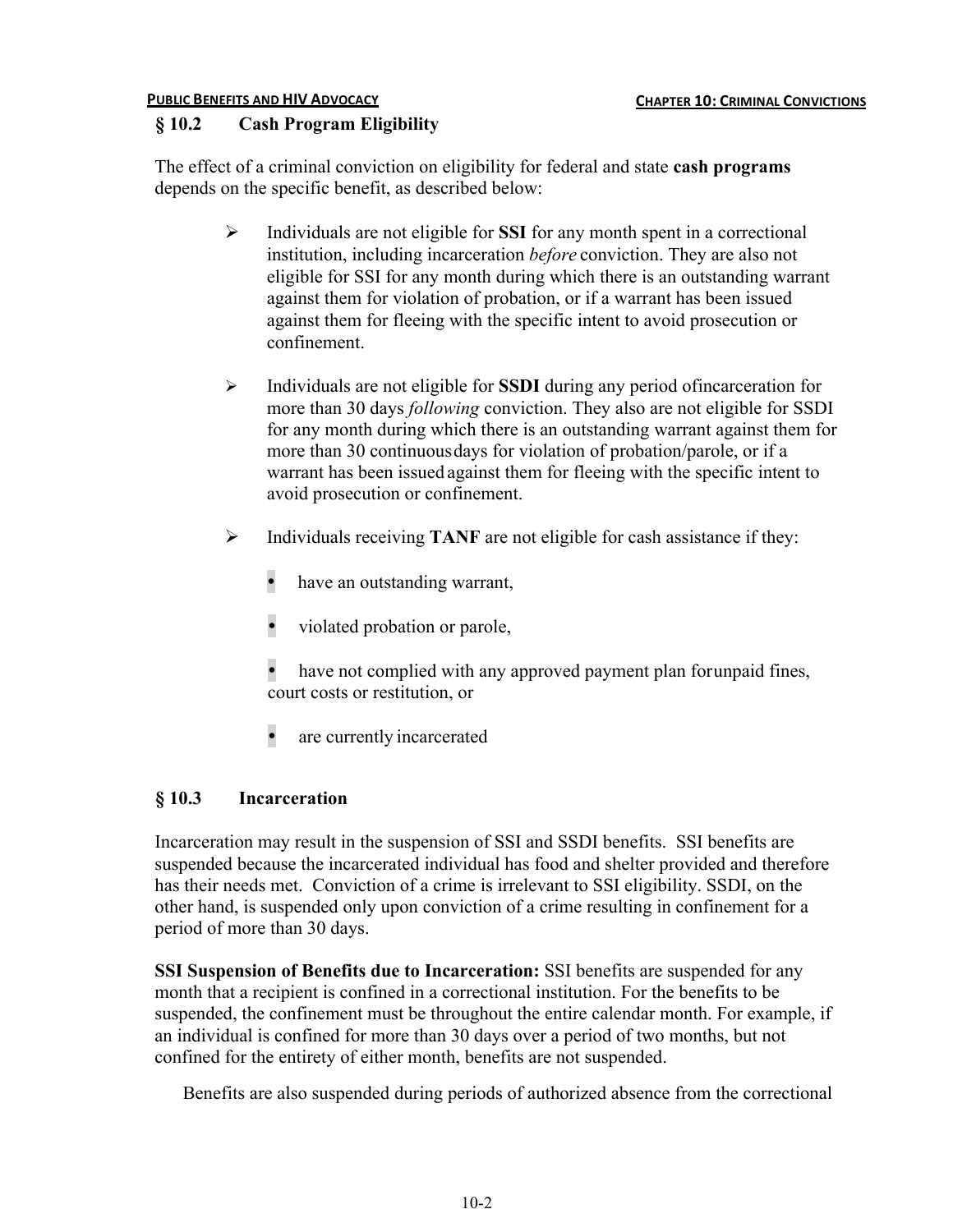## § 10.2 Cash Program Eligibility

The effect of a criminal conviction on eligibility for federal and state **cash programs** depends on the specific benefit, as described below:

- Individuals are not eligible for **SSI** for any month spent in a correctional institution, including incarceration *before* conviction. They are also not eligible for SSI for any month during which there is an outstanding warrant against them for violation of probation, or if a warrant has been issued against them for fleeing with the specific intent to avoid prosecution or confinement.

- Individuals are not eligible for **SSDI** during any period ofincarceration for more than 30 days *following* conviction. They also are not eligible for SSDI for any month during which there is an outstanding warrant against them for more than 30 continuousdays for violation of probation/parole, or if a warrant has been issuedagainst them for fleeing with the specific intent to avoid prosecution or confinement.

- Individuals receiving **TANF** are not eligible for cash assistance if they:

  - have an outstanding warrant,
  - violated probation or parole,
  - have not complied with any approved payment plan forunpaid fines, court costs or restitution, or
  - are currently incarcerated

## § 10.3 Incarceration

Incarceration may result in the suspension of SSI and SSDI benefits. SSI benefits are suspended because the incarcerated individual has food and shelter provided and therefore has their needs met. Conviction of a crime is irrelevant to SSI eligibility. SSDI, on the other hand, is suspended only upon conviction of a crime resulting in confinement for a period of more than 30 days.

**SSI Suspension of Benefits due to Incarceration:** SSI benefits are suspended for any month that a recipient is confined in a correctional institution. For the benefits to be suspended, the confinement must be throughout the entire calendar month. For example, if an individual is confined for more than 30 days over a period of two months, but not confined for the entirety of either month, benefits are not suspended.

Benefits are also suspended during periods of authorized absence from the correctional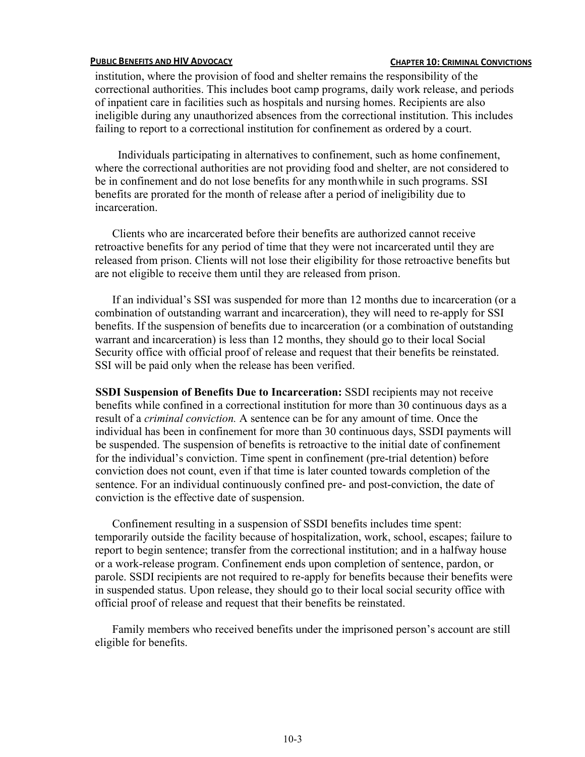institution, where the provision of food and shelter remains the responsibility of the correctional authorities. This includes boot camp programs, daily work release, and periods of inpatient care in facilities such as hospitals and nursing homes. Recipients are also ineligible during any unauthorized absences from the correctional institution. This includes failing to report to a correctional institution for confinement as ordered by a court.

Individuals participating in alternatives to confinement, such as home confinement, where the correctional authorities are not providing food and shelter, are not considered to be in confinement and do not lose benefits for any month while in such programs. SSI benefits are prorated for the month of release after a period of ineligibility due to incarceration.

Clients who are incarcerated before their benefits are authorized cannot receive retroactive benefits for any period of time that they were not incarcerated until they are released from prison. Clients will not lose their eligibility for those retroactive benefits but are not eligible to receive them until they are released from prison.

If an individual's SSI was suspended for more than 12 months due to incarceration (or a combination of outstanding warrant and incarceration), they will need to re-apply for SSI benefits. If the suspension of benefits due to incarceration (or a combination of outstanding warrant and incarceration) is less than 12 months, they should go to their local Social Security office with official proof of release and request that their benefits be reinstated. SSI will be paid only when the release has been verified.

**SSDI Suspension of Benefits Due to Incarceration:** SSDI recipients may not receive benefits while confined in a correctional institution for more than 30 continuous days as a result of a *criminal conviction.* A sentence can be for any amount of time. Once the individual has been in confinement for more than 30 continuous days, SSDI payments will be suspended. The suspension of benefits is retroactive to the initial date of confinement for the individual's conviction. Time spent in confinement (pre-trial detention) before conviction does not count, even if that time is later counted towards completion of the sentence. For an individual continuously confined pre- and post-conviction, the date of conviction is the effective date of suspension.

Confinement resulting in a suspension of SSDI benefits includes time spent: temporarily outside the facility because of hospitalization, work, school, escapes; failure to report to begin sentence; transfer from the correctional institution; and in a halfway house or a work-release program. Confinement ends upon completion of sentence, pardon, or parole. SSDI recipients are not required to re-apply for benefits because their benefits were in suspended status. Upon release, they should go to their local social security office with official proof of release and request that their benefits be reinstated.

Family members who received benefits under the imprisoned person's account are still eligible for benefits.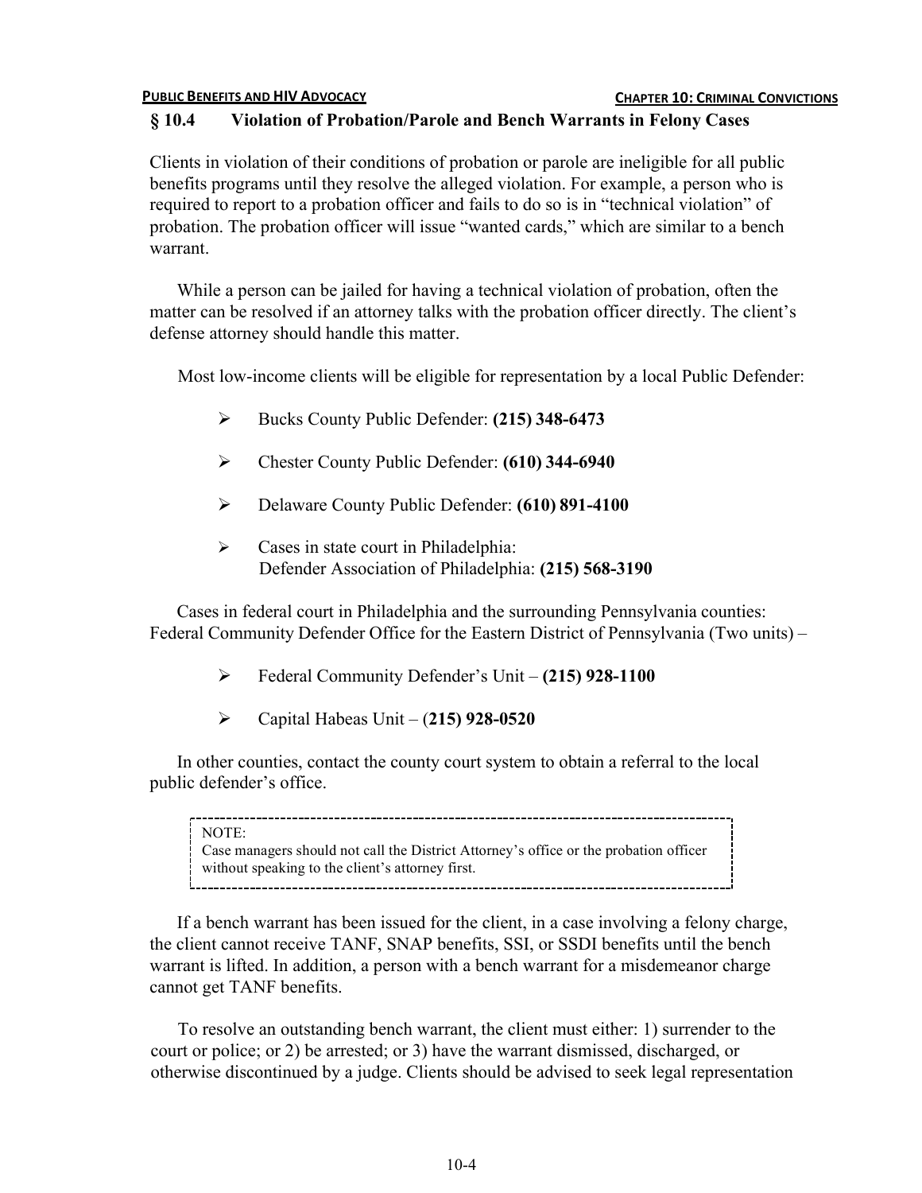## § 10.4 Violation of Probation/Parole and Bench Warrants in Felony Cases

Clients in violation of their conditions of probation or parole are ineligible for all public benefits programs until they resolve the alleged violation. For example, a person who is required to report to a probation officer and fails to do so is in "technical violation" of probation. The probation officer will issue "wanted cards," which are similar to a bench warrant.

While a person can be jailed for having a technical violation of probation, often the matter can be resolved if an attorney talks with the probation officer directly. The client's defense attorney should handle this matter.

Most low-income clients will be eligible for representation by a local Public Defender:

- Bucks County Public Defender: **(215) 348-6473**
- Chester County Public Defender: **(610) 344-6940**
- Delaware County Public Defender: **(610) 891-4100**
- Cases in state court in Philadelphia:
  Defender Association of Philadelphia: **(215) 568-3190**

Cases in federal court in Philadelphia and the surrounding Pennsylvania counties: Federal Community Defender Office for the Eastern District of Pennsylvania (Two units) –

- Federal Community Defender's Unit – **(215) 928-1100**
- Capital Habeas Unit – (**215) 928-0520**

In other counties, contact the county court system to obtain a referral to the local public defender's office.

> NOTE:
> Case managers should not call the District Attorney's office or the probation officer without speaking to the client's attorney first.

If a bench warrant has been issued for the client, in a case involving a felony charge, the client cannot receive TANF, SNAP benefits, SSI, or SSDI benefits until the bench warrant is lifted. In addition, a person with a bench warrant for a misdemeanor charge cannot get TANF benefits.

To resolve an outstanding bench warrant, the client must either: 1) surrender to the court or police; or 2) be arrested; or 3) have the warrant dismissed, discharged, or otherwise discontinued by a judge. Clients should be advised to seek legal representation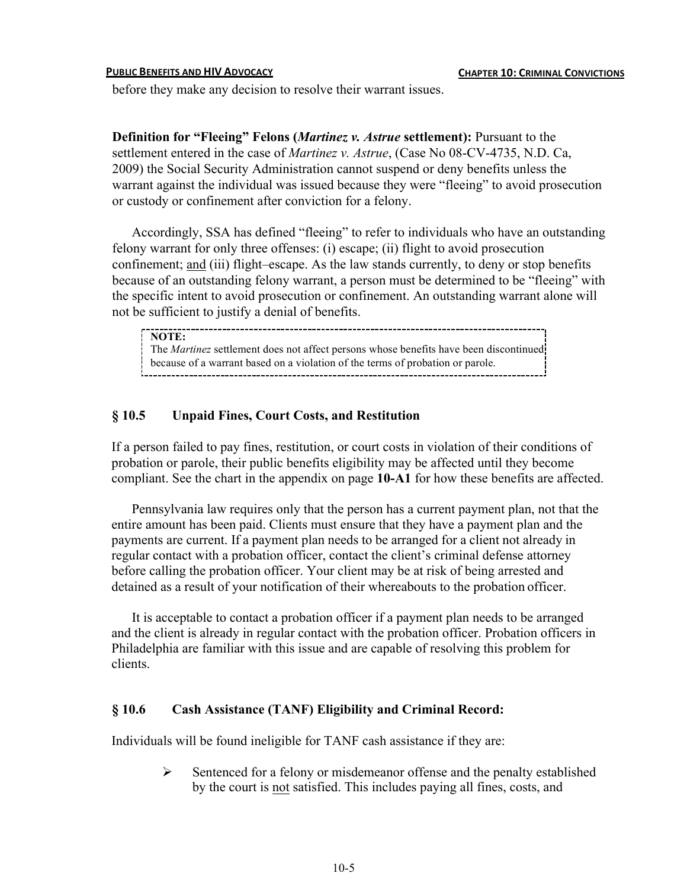before they make any decision to resolve their warrant issues.

**Definition for "Fleeing" Felons (*Martinez v. Astrue* settlement):** Pursuant to the settlement entered in the case of *Martinez v. Astrue*, (Case No 08-CV-4735, N.D. Ca, 2009) the Social Security Administration cannot suspend or deny benefits unless the warrant against the individual was issued because they were "fleeing" to avoid prosecution or custody or confinement after conviction for a felony.

Accordingly, SSA has defined "fleeing" to refer to individuals who have an outstanding felony warrant for only three offenses: (i) escape; (ii) flight to avoid prosecution confinement; <u>and</u> (iii) flight–escape. As the law stands currently, to deny or stop benefits because of an outstanding felony warrant, a person must be determined to be "fleeing" with the specific intent to avoid prosecution or confinement. An outstanding warrant alone will not be sufficient to justify a denial of benefits.

> **NOTE:**
> The *Martinez* settlement does not affect persons whose benefits have been discontinued because of a warrant based on a violation of the terms of probation or parole.

## § 10.5 Unpaid Fines, Court Costs, and Restitution

If a person failed to pay fines, restitution, or court costs in violation of their conditions of probation or parole, their public benefits eligibility may be affected until they become compliant. See the chart in the appendix on page **10-A1** for how these benefits are affected.

Pennsylvania law requires only that the person has a current payment plan, not that the entire amount has been paid. Clients must ensure that they have a payment plan and the payments are current. If a payment plan needs to be arranged for a client not already in regular contact with a probation officer, contact the client's criminal defense attorney before calling the probation officer. Your client may be at risk of being arrested and detained as a result of your notification of their whereabouts to the probation officer.

It is acceptable to contact a probation officer if a payment plan needs to be arranged and the client is already in regular contact with the probation officer. Probation officers in Philadelphia are familiar with this issue and are capable of resolving this problem for clients.

## § 10.6 Cash Assistance (TANF) Eligibility and Criminal Record:

Individuals will be found ineligible for TANF cash assistance if they are:

- Sentenced for a felony or misdemeanor offense and the penalty established by the court is <u>not</u> satisfied. This includes paying all fines, costs, and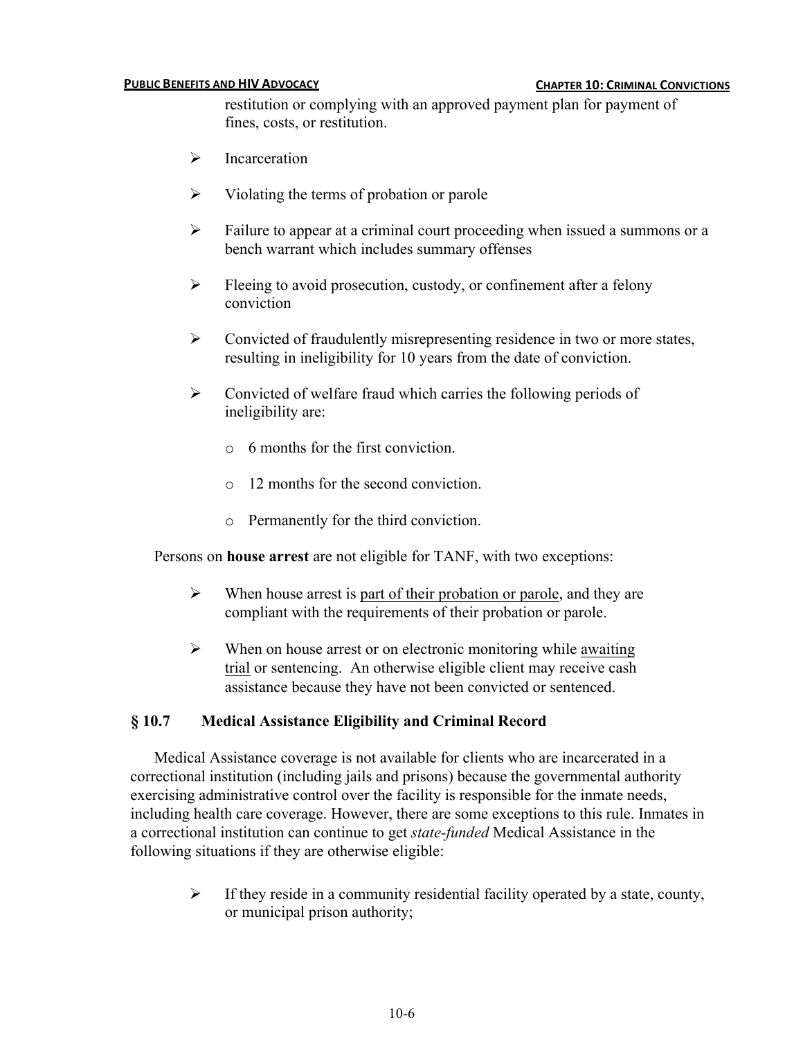restitution or complying with an approved payment plan for payment of fines, costs, or restitution.

- Incarceration
- Violating the terms of probation or parole
- Failure to appear at a criminal court proceeding when issued a summons or a bench warrant which includes summary offenses
- Fleeing to avoid prosecution, custody, or confinement after a felony conviction
- Convicted of fraudulently misrepresenting residence in two or more states, resulting in ineligibility for 10 years from the date of conviction.
- Convicted of welfare fraud which carries the following periods of ineligibility are:
  - 6 months for the first conviction.
  - 12 months for the second conviction.
  - Permanently for the third conviction.

Persons on **house arrest** are not eligible for TANF, with two exceptions:

- When house arrest is part of their probation or parole, and they are compliant with the requirements of their probation or parole.
- When on house arrest or on electronic monitoring while awaiting trial or sentencing. An otherwise eligible client may receive cash assistance because they have not been convicted or sentenced.

## § 10.7 Medical Assistance Eligibility and Criminal Record

Medical Assistance coverage is not available for clients who are incarcerated in a correctional institution (including jails and prisons) because the governmental authority exercising administrative control over the facility is responsible for the inmate needs, including health care coverage. However, there are some exceptions to this rule. Inmates in a correctional institution can continue to get *state-funded* Medical Assistance in the following situations if they are otherwise eligible:

- If they reside in a community residential facility operated by a state, county, or municipal prison authority;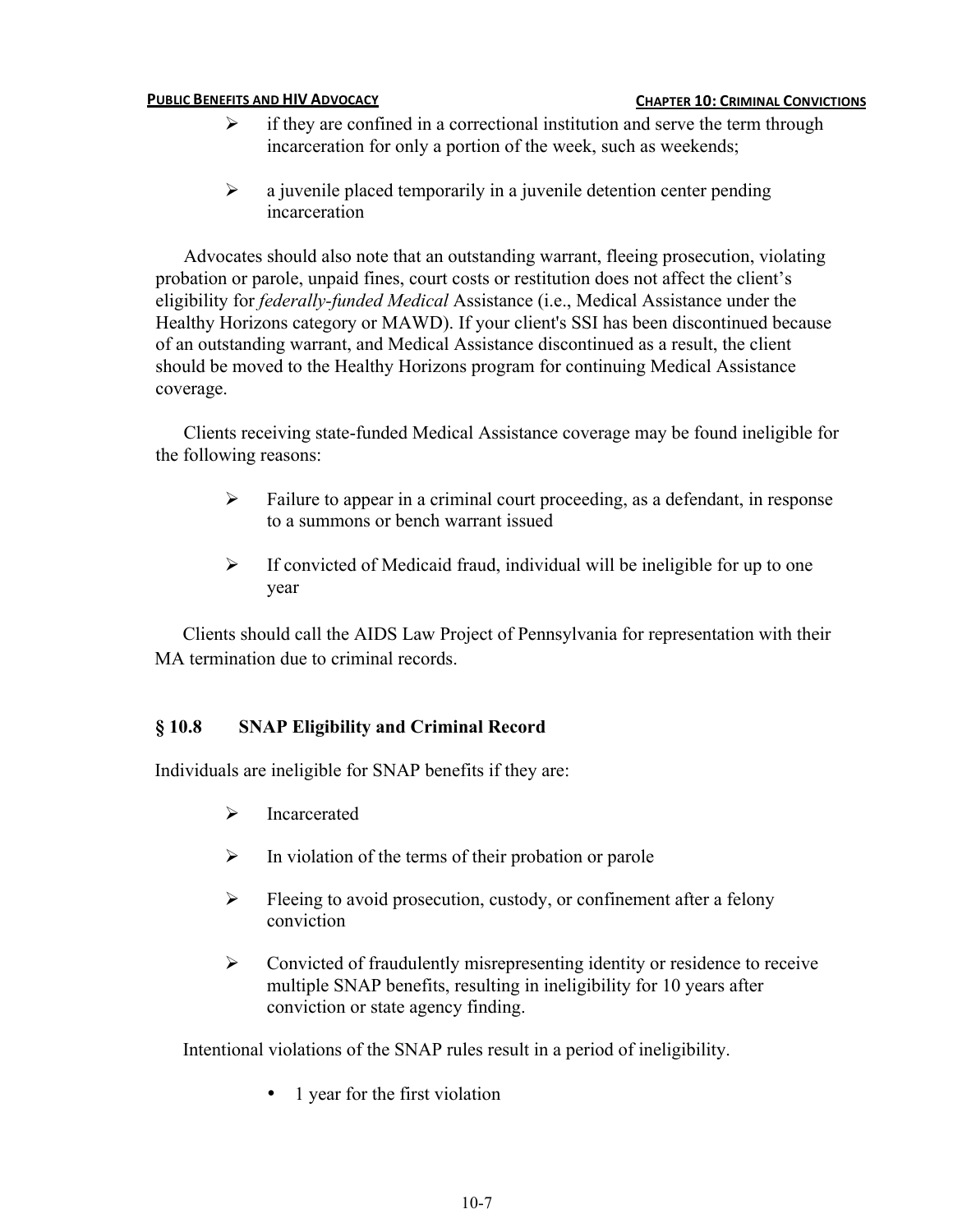- if they are confined in a correctional institution and serve the term through incarceration for only a portion of the week, such as weekends;
- a juvenile placed temporarily in a juvenile detention center pending incarceration

Advocates should also note that an outstanding warrant, fleeing prosecution, violating probation or parole, unpaid fines, court costs or restitution does not affect the client's eligibility for *federally-funded Medical* Assistance (i.e., Medical Assistance under the Healthy Horizons category or MAWD). If your client's SSI has been discontinued because of an outstanding warrant, and Medical Assistance discontinued as a result, the client should be moved to the Healthy Horizons program for continuing Medical Assistance coverage.

Clients receiving state-funded Medical Assistance coverage may be found ineligible for the following reasons:

- Failure to appear in a criminal court proceeding, as a defendant, in response to a summons or bench warrant issued
- If convicted of Medicaid fraud, individual will be ineligible for up to one year

Clients should call the AIDS Law Project of Pennsylvania for representation with their MA termination due to criminal records.

## § 10.8 SNAP Eligibility and Criminal Record

Individuals are ineligible for SNAP benefits if they are:

- Incarcerated
- In violation of the terms of their probation or parole
- Fleeing to avoid prosecution, custody, or confinement after a felony conviction
- Convicted of fraudulently misrepresenting identity or residence to receive multiple SNAP benefits, resulting in ineligibility for 10 years after conviction or state agency finding.

Intentional violations of the SNAP rules result in a period of ineligibility.

- 1 year for the first violation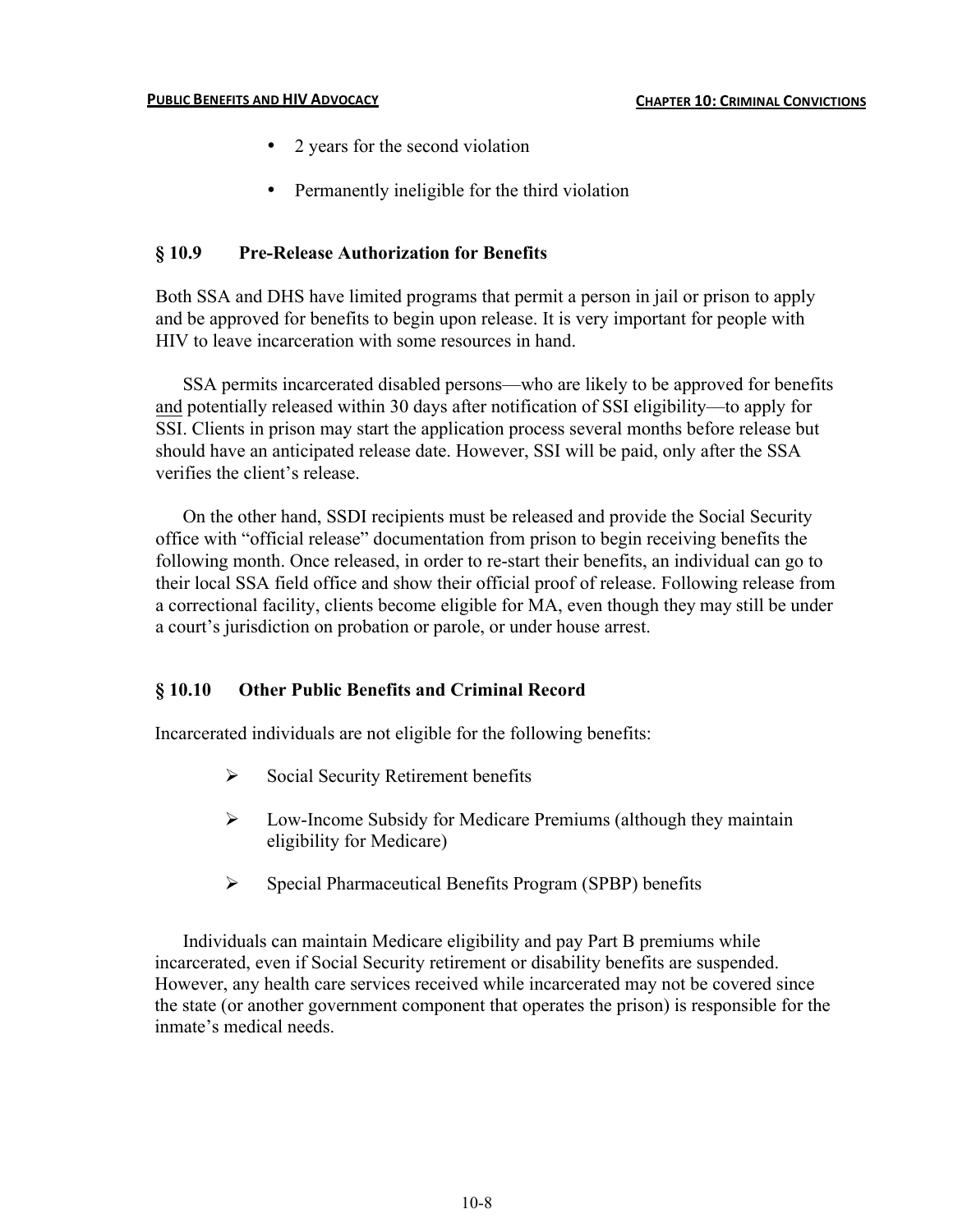- 2 years for the second violation
- Permanently ineligible for the third violation

## § 10.9 Pre-Release Authorization for Benefits

Both SSA and DHS have limited programs that permit a person in jail or prison to apply and be approved for benefits to begin upon release. It is very important for people with HIV to leave incarceration with some resources in hand.

SSA permits incarcerated disabled persons—who are likely to be approved for benefits and potentially released within 30 days after notification of SSI eligibility—to apply for SSI. Clients in prison may start the application process several months before release but should have an anticipated release date. However, SSI will be paid, only after the SSA verifies the client's release.

On the other hand, SSDI recipients must be released and provide the Social Security office with "official release" documentation from prison to begin receiving benefits the following month. Once released, in order to re-start their benefits, an individual can go to their local SSA field office and show their official proof of release. Following release from a correctional facility, clients become eligible for MA, even though they may still be under a court's jurisdiction on probation or parole, or under house arrest.

## § 10.10 Other Public Benefits and Criminal Record

Incarcerated individuals are not eligible for the following benefits:

- Social Security Retirement benefits
- Low-Income Subsidy for Medicare Premiums (although they maintain eligibility for Medicare)
- Special Pharmaceutical Benefits Program (SPBP) benefits

Individuals can maintain Medicare eligibility and pay Part B premiums while incarcerated, even if Social Security retirement or disability benefits are suspended. However, any health care services received while incarcerated may not be covered since the state (or another government component that operates the prison) is responsible for the inmate's medical needs.